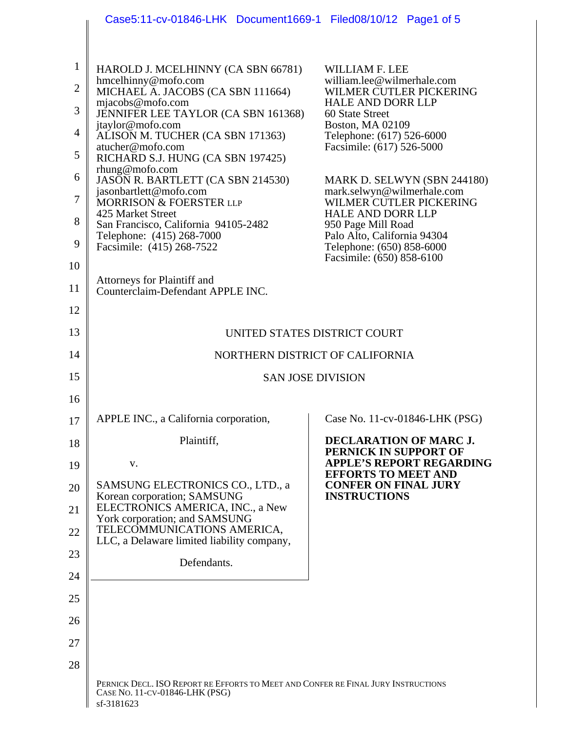HAROLD J. MCELHINNY (CA SBN 66781)
hmcelhinny@mofo.com
MICHAEL A. JACOBS (CA SBN 111664)
mjacobs@mofo.com
JENNIFER LEE TAYLOR (CA SBN 161368)
jtaylor@mofo.com
ALISON M. TUCHER (CA SBN 171363)
atucher@mofo.com
RICHARD S.J. HUNG (CA SBN 197425)
rhung@mofo.com
JASON R. BARTLETT (CA SBN 214530)
jasonbartlett@mofo.com
MORRISON & FOERSTER LLP
425 Market Street
San Francisco, California 94105-2482
Telephone: (415) 268-7000
Facsimile: (415) 268-7522

WILLIAM F. LEE
william.lee@wilmerhale.com
WILMER CUTLER PICKERING
HALE AND DORR LLP
60 State Street
Boston, MA 02109
Telephone: (617) 526-6000
Facsimile: (617) 526-5000

MARK D. SELWYN (SBN 244180)
mark.selwyn@wilmerhale.com
WILMER CUTLER PICKERING
HALE AND DORR LLP
950 Page Mill Road
Palo Alto, California 94304
Telephone: (650) 858-6000
Facsimile: (650) 858-6100

Attorneys for Plaintiff and
Counterclaim-Defendant APPLE INC.

UNITED STATES DISTRICT COURT

NORTHERN DISTRICT OF CALIFORNIA

SAN JOSE DIVISION

APPLE INC., a California corporation,

Plaintiff,

v.

SAMSUNG ELECTRONICS CO., LTD., a Korean corporation; SAMSUNG ELECTRONICS AMERICA, INC., a New York corporation; and SAMSUNG TELECOMMUNICATIONS AMERICA, LLC, a Delaware limited liability company,

Defendants.

Case No. 11-cv-01846-LHK (PSG)

**DECLARATION OF MARC J. PERNICK IN SUPPORT OF APPLE'S REPORT REGARDING EFFORTS TO MEET AND CONFER ON FINAL JURY INSTRUCTIONS**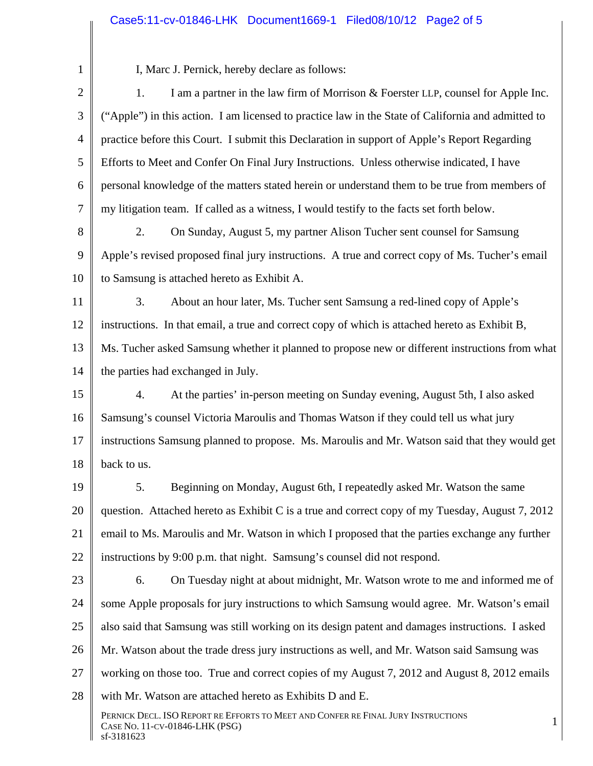I, Marc J. Pernick, hereby declare as follows:

1. I am a partner in the law firm of Morrison & Foerster LLP, counsel for Apple Inc. ("Apple") in this action. I am licensed to practice law in the State of California and admitted to practice before this Court. I submit this Declaration in support of Apple's Report Regarding Efforts to Meet and Confer On Final Jury Instructions. Unless otherwise indicated, I have personal knowledge of the matters stated herein or understand them to be true from members of my litigation team. If called as a witness, I would testify to the facts set forth below.

2. On Sunday, August 5, my partner Alison Tucher sent counsel for Samsung Apple's revised proposed final jury instructions. A true and correct copy of Ms. Tucher's email to Samsung is attached hereto as Exhibit A.

3. About an hour later, Ms. Tucher sent Samsung a red-lined copy of Apple's instructions. In that email, a true and correct copy of which is attached hereto as Exhibit B, Ms. Tucher asked Samsung whether it planned to propose new or different instructions from what the parties had exchanged in July.

4. At the parties' in-person meeting on Sunday evening, August 5th, I also asked Samsung's counsel Victoria Maroulis and Thomas Watson if they could tell us what jury instructions Samsung planned to propose. Ms. Maroulis and Mr. Watson said that they would get back to us.

5. Beginning on Monday, August 6th, I repeatedly asked Mr. Watson the same question. Attached hereto as Exhibit C is a true and correct copy of my Tuesday, August 7, 2012 email to Ms. Maroulis and Mr. Watson in which I proposed that the parties exchange any further instructions by 9:00 p.m. that night. Samsung's counsel did not respond.

6. On Tuesday night at about midnight, Mr. Watson wrote to me and informed me of some Apple proposals for jury instructions to which Samsung would agree. Mr. Watson's email also said that Samsung was still working on its design patent and damages instructions. I asked Mr. Watson about the trade dress jury instructions as well, and Mr. Watson said Samsung was working on those too. True and correct copies of my August 7, 2012 and August 8, 2012 emails with Mr. Watson are attached hereto as Exhibits D and E.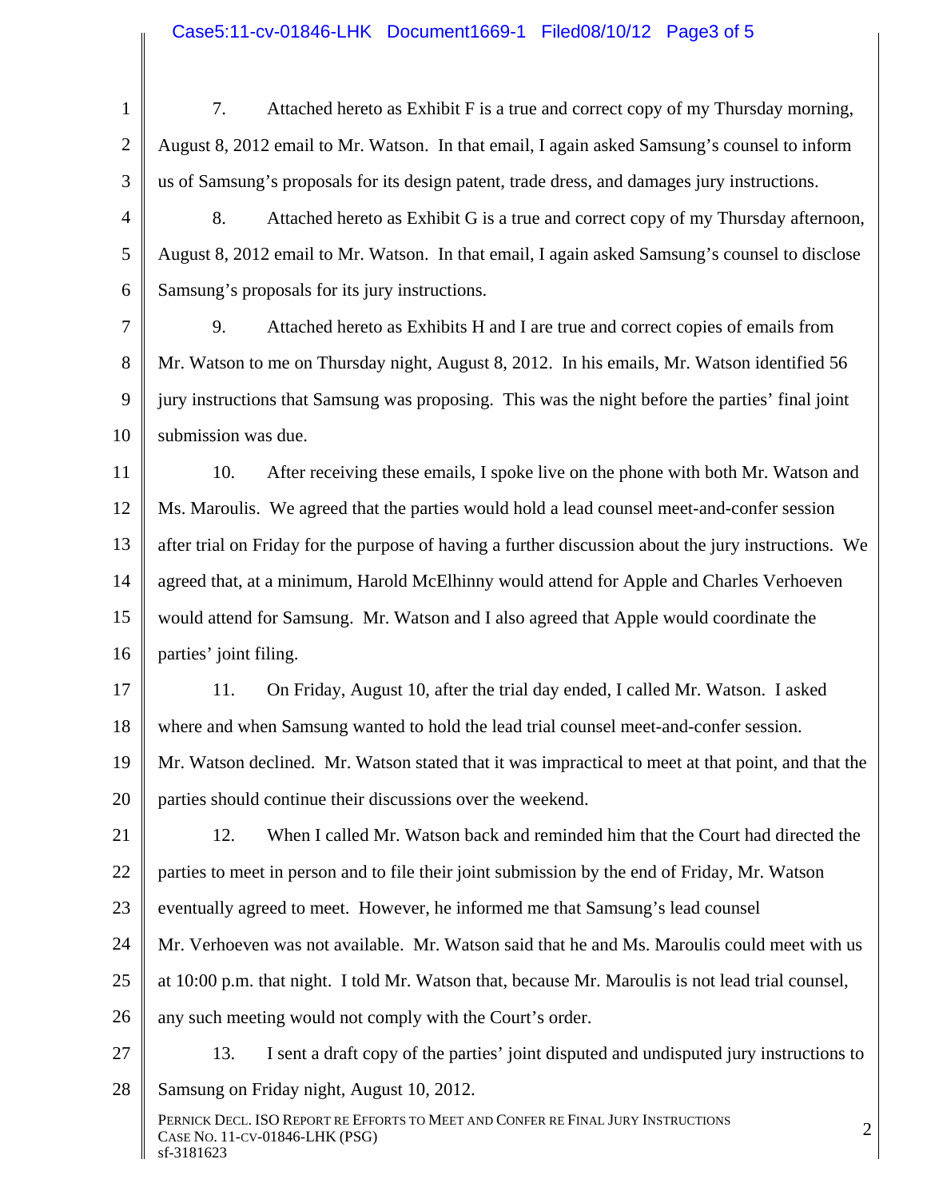7. Attached hereto as Exhibit F is a true and correct copy of my Thursday morning, August 8, 2012 email to Mr. Watson. In that email, I again asked Samsung's counsel to inform us of Samsung's proposals for its design patent, trade dress, and damages jury instructions.

8. Attached hereto as Exhibit G is a true and correct copy of my Thursday afternoon, August 8, 2012 email to Mr. Watson. In that email, I again asked Samsung's counsel to disclose Samsung's proposals for its jury instructions.

9. Attached hereto as Exhibits H and I are true and correct copies of emails from Mr. Watson to me on Thursday night, August 8, 2012. In his emails, Mr. Watson identified 56 jury instructions that Samsung was proposing. This was the night before the parties' final joint submission was due.

10. After receiving these emails, I spoke live on the phone with both Mr. Watson and Ms. Maroulis. We agreed that the parties would hold a lead counsel meet-and-confer session after trial on Friday for the purpose of having a further discussion about the jury instructions. We agreed that, at a minimum, Harold McElhinny would attend for Apple and Charles Verhoeven would attend for Samsung. Mr. Watson and I also agreed that Apple would coordinate the parties' joint filing.

11. On Friday, August 10, after the trial day ended, I called Mr. Watson. I asked where and when Samsung wanted to hold the lead trial counsel meet-and-confer session. Mr. Watson declined. Mr. Watson stated that it was impractical to meet at that point, and that the parties should continue their discussions over the weekend.

12. When I called Mr. Watson back and reminded him that the Court had directed the parties to meet in person and to file their joint submission by the end of Friday, Mr. Watson eventually agreed to meet. However, he informed me that Samsung's lead counsel Mr. Verhoeven was not available. Mr. Watson said that he and Ms. Maroulis could meet with us at 10:00 p.m. that night. I told Mr. Watson that, because Mr. Maroulis is not lead trial counsel, any such meeting would not comply with the Court's order.

13. I sent a draft copy of the parties' joint disputed and undisputed jury instructions to Samsung on Friday night, August 10, 2012.

PERNICK DECL. ISO REPORT RE EFFORTS TO MEET AND CONFER RE FINAL JURY INSTRUCTIONS
CASE NO. 11-CV-01846-LHK (PSG)
sf-3181623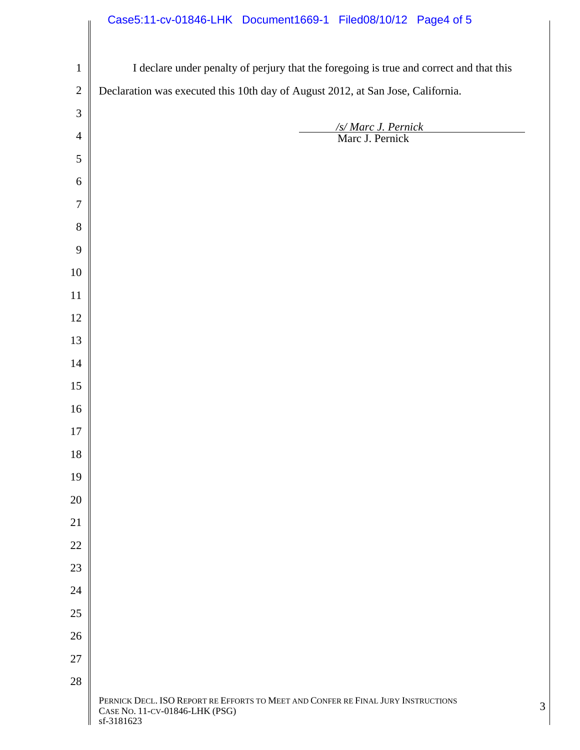I declare under penalty of perjury that the foregoing is true and correct and that this Declaration was executed this 10th day of August 2012, at San Jose, California.

*/s/ Marc J. Pernick*
Marc J. Pernick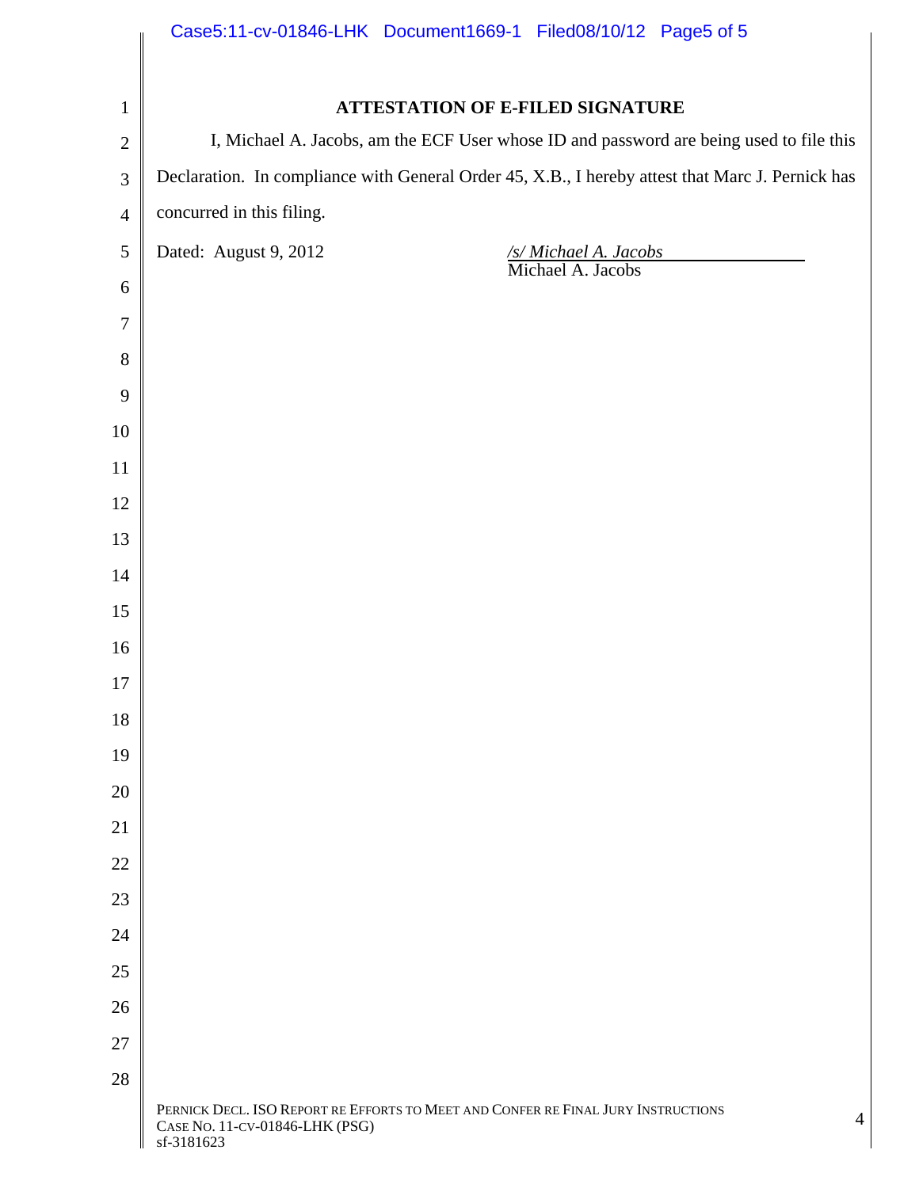**ATTESTATION OF E-FILED SIGNATURE**

I, Michael A. Jacobs, am the ECF User whose ID and password are being used to file this Declaration. In compliance with General Order 45, X.B., I hereby attest that Marc J. Pernick has concurred in this filing.

Dated: August 9, 2012

*/s/ Michael A. Jacobs*
Michael A. Jacobs